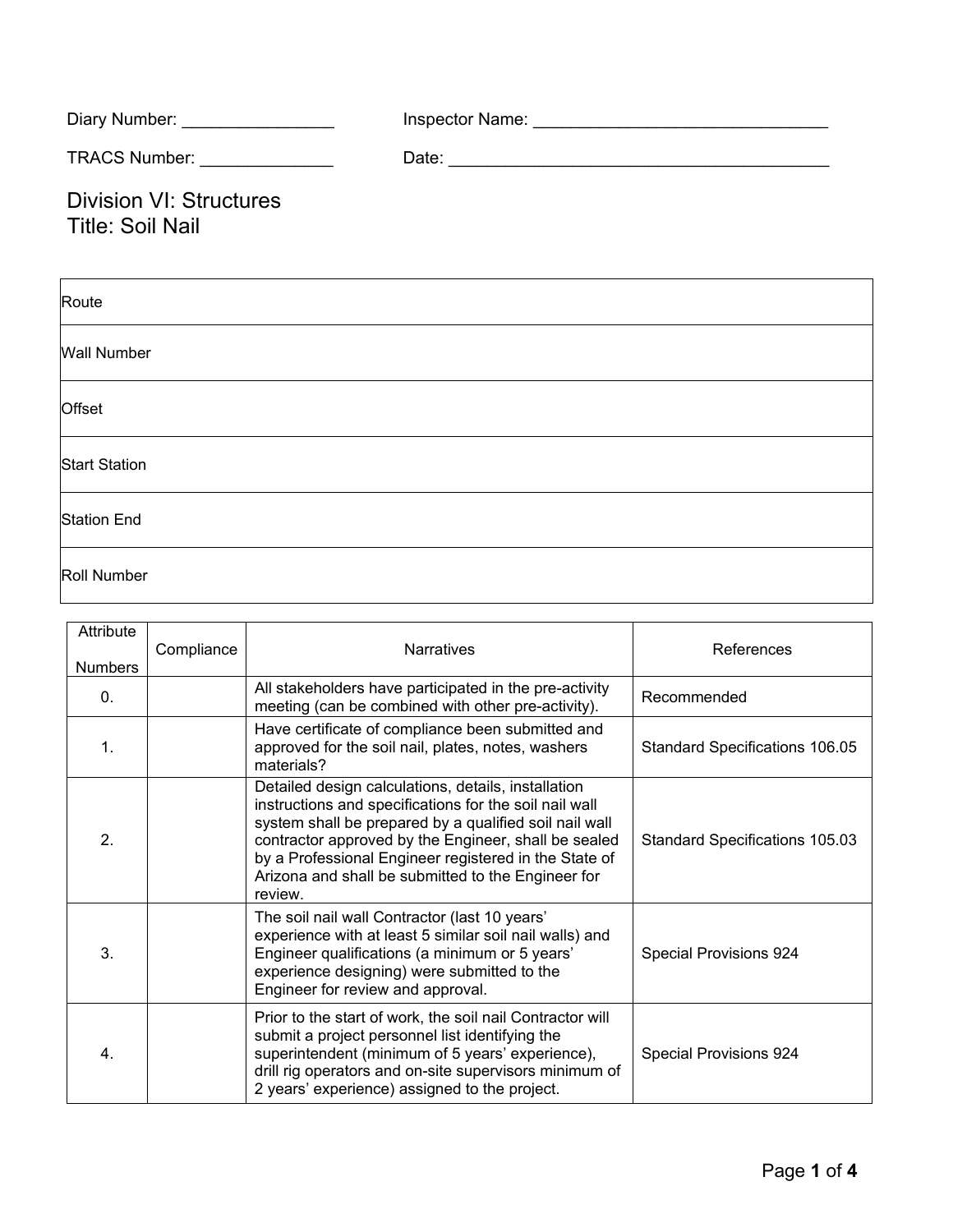Diary Number: ________________ Inspector Name: ________________________________

TRACS Number: ______________ Date: __________________________________________

# Division VI: Structures
# Title: Soil Nail

| Route |
|---|
| Wall Number |
| Offset |
| Start Station |
| Station End |
| Roll Number |

| Attribute Numbers | Compliance | Narratives | References |
|---|---|---|---|
| 0. | | All stakeholders have participated in the pre-activity meeting (can be combined with other pre-activity). | Recommended |
| 1. | | Have certificate of compliance been submitted and approved for the soil nail, plates, notes, washers materials? | Standard Specifications 106.05 |
| 2. | | Detailed design calculations, details, installation instructions and specifications for the soil nail wall system shall be prepared by a qualified soil nail wall contractor approved by the Engineer, shall be sealed by a Professional Engineer registered in the State of Arizona and shall be submitted to the Engineer for review. | Standard Specifications 105.03 |
| 3. | | The soil nail wall Contractor (last 10 years' experience with at least 5 similar soil nail walls) and Engineer qualifications (a minimum or 5 years' experience designing) were submitted to the Engineer for review and approval. | Special Provisions 924 |
| 4. | | Prior to the start of work, the soil nail Contractor will submit a project personnel list identifying the superintendent (minimum of 5 years' experience), drill rig operators and on-site supervisors minimum of 2 years' experience) assigned to the project. | Special Provisions 924 |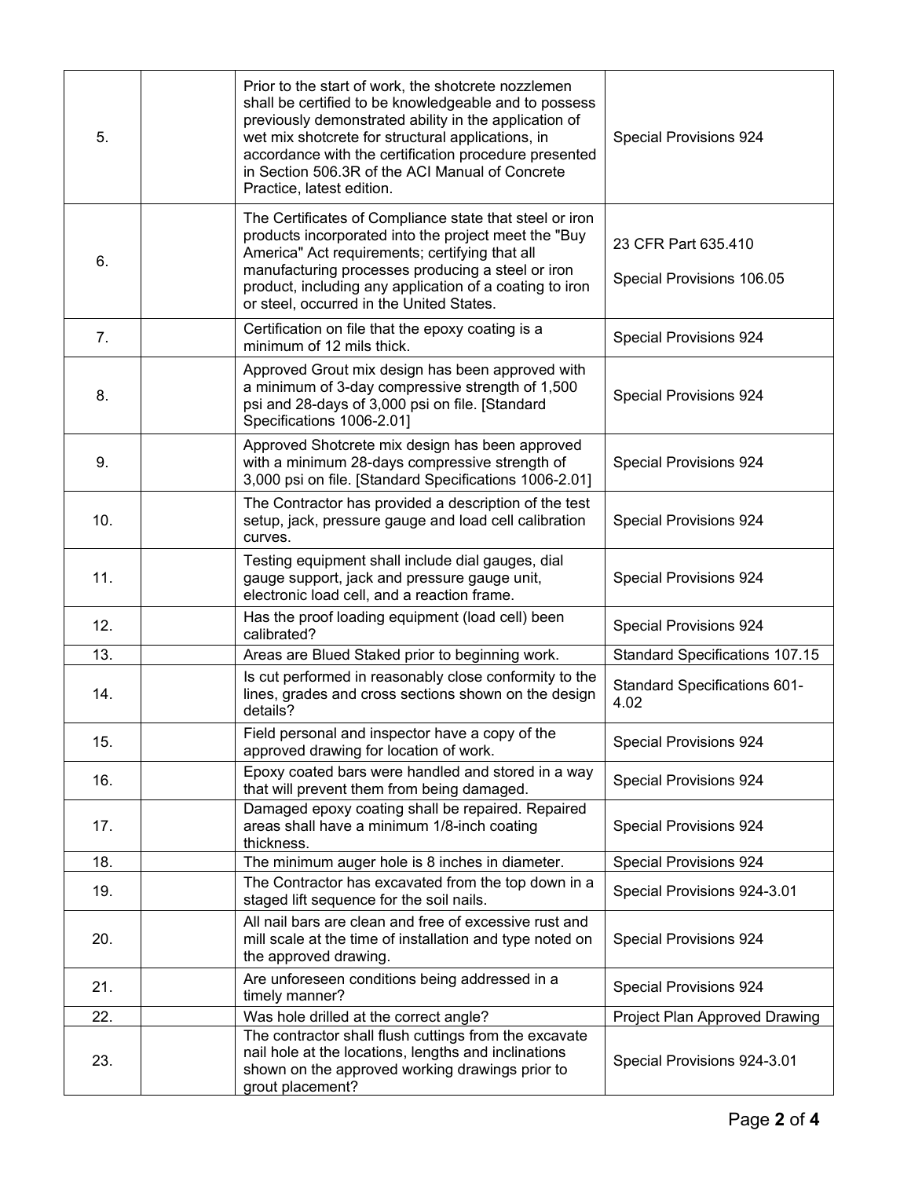| | | | |
|---|---|---|---|
| 5. | | Prior to the start of work, the shotcrete nozzlemen shall be certified to be knowledgeable and to possess previously demonstrated ability in the application of wet mix shotcrete for structural applications, in accordance with the certification procedure presented in Section 506.3R of the ACI Manual of Concrete Practice, latest edition. | Special Provisions 924 |
| 6. | | The Certificates of Compliance state that steel or iron products incorporated into the project meet the "Buy America" Act requirements; certifying that all manufacturing processes producing a steel or iron product, including any application of a coating to iron or steel, occurred in the United States. | 23 CFR Part 635.410<br><br>Special Provisions 106.05 |
| 7. | | Certification on file that the epoxy coating is a minimum of 12 mils thick. | Special Provisions 924 |
| 8. | | Approved Grout mix design has been approved with a minimum of 3-day compressive strength of 1,500 psi and 28-days of 3,000 psi on file. [Standard Specifications 1006-2.01] | Special Provisions 924 |
| 9. | | Approved Shotcrete mix design has been approved with a minimum 28-days compressive strength of 3,000 psi on file. [Standard Specifications 1006-2.01] | Special Provisions 924 |
| 10. | | The Contractor has provided a description of the test setup, jack, pressure gauge and load cell calibration curves. | Special Provisions 924 |
| 11. | | Testing equipment shall include dial gauges, dial gauge support, jack and pressure gauge unit, electronic load cell, and a reaction frame. | Special Provisions 924 |
| 12. | | Has the proof loading equipment (load cell) been calibrated? | Special Provisions 924 |
| 13. | | Areas are Blued Staked prior to beginning work. | Standard Specifications 107.15 |
| 14. | | Is cut performed in reasonably close conformity to the lines, grades and cross sections shown on the design details? | Standard Specifications 601-4.02 |
| 15. | | Field personal and inspector have a copy of the approved drawing for location of work. | Special Provisions 924 |
| 16. | | Epoxy coated bars were handled and stored in a way that will prevent them from being damaged. | Special Provisions 924 |
| 17. | | Damaged epoxy coating shall be repaired. Repaired areas shall have a minimum 1/8-inch coating thickness. | Special Provisions 924 |
| 18. | | The minimum auger hole is 8 inches in diameter. | Special Provisions 924 |
| 19. | | The Contractor has excavated from the top down in a staged lift sequence for the soil nails. | Special Provisions 924-3.01 |
| 20. | | All nail bars are clean and free of excessive rust and mill scale at the time of installation and type noted on the approved drawing. | Special Provisions 924 |
| 21. | | Are unforeseen conditions being addressed in a timely manner? | Special Provisions 924 |
| 22. | | Was hole drilled at the correct angle? | Project Plan Approved Drawing |
| 23. | | The contractor shall flush cuttings from the excavate nail hole at the locations, lengths and inclinations shown on the approved working drawings prior to grout placement? | Special Provisions 924-3.01 |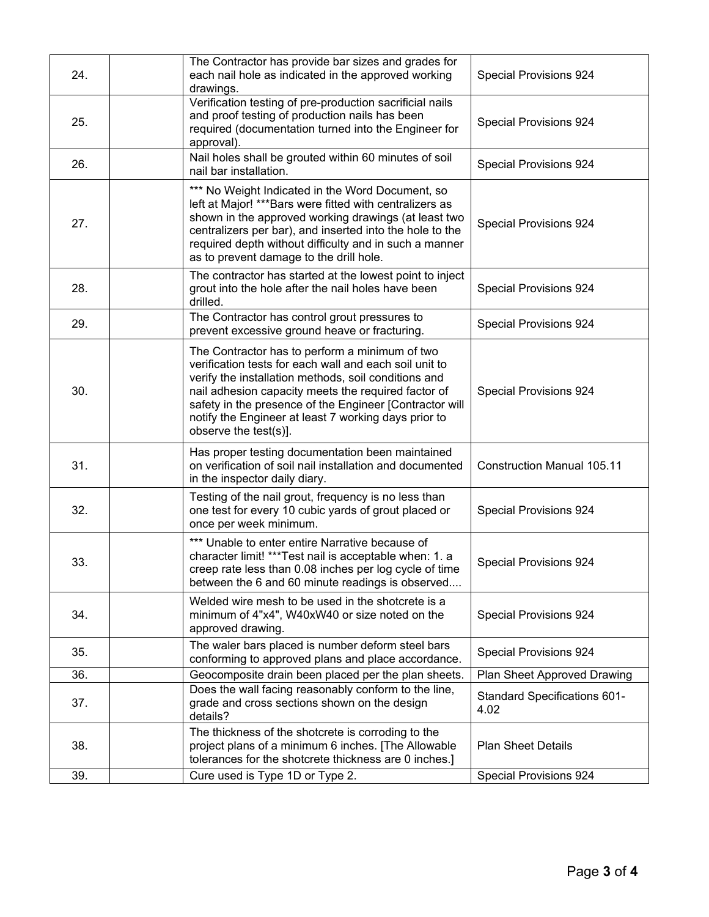| | | | |
|---|---|---|---|
| 24. | | The Contractor has provide bar sizes and grades for each nail hole as indicated in the approved working drawings. | Special Provisions 924 |
| 25. | | Verification testing of pre-production sacrificial nails and proof testing of production nails has been required (documentation turned into the Engineer for approval). | Special Provisions 924 |
| 26. | | Nail holes shall be grouted within 60 minutes of soil nail bar installation. | Special Provisions 924 |
| 27. | | *** No Weight Indicated in the Word Document, so left at Major! ***Bars were fitted with centralizers as shown in the approved working drawings (at least two centralizers per bar), and inserted into the hole to the required depth without difficulty and in such a manner as to prevent damage to the drill hole. | Special Provisions 924 |
| 28. | | The contractor has started at the lowest point to inject grout into the hole after the nail holes have been drilled. | Special Provisions 924 |
| 29. | | The Contractor has control grout pressures to prevent excessive ground heave or fracturing. | Special Provisions 924 |
| 30. | | The Contractor has to perform a minimum of two verification tests for each wall and each soil unit to verify the installation methods, soil conditions and nail adhesion capacity meets the required factor of safety in the presence of the Engineer [Contractor will notify the Engineer at least 7 working days prior to observe the test(s)]. | Special Provisions 924 |
| 31. | | Has proper testing documentation been maintained on verification of soil nail installation and documented in the inspector daily diary. | Construction Manual 105.11 |
| 32. | | Testing of the nail grout, frequency is no less than one test for every 10 cubic yards of grout placed or once per week minimum. | Special Provisions 924 |
| 33. | | *** Unable to enter entire Narrative because of character limit! ***Test nail is acceptable when: 1. a creep rate less than 0.08 inches per log cycle of time between the 6 and 60 minute readings is observed.... | Special Provisions 924 |
| 34. | | Welded wire mesh to be used in the shotcrete is a minimum of 4"x4", W40xW40 or size noted on the approved drawing. | Special Provisions 924 |
| 35. | | The waler bars placed is number deform steel bars conforming to approved plans and place accordance. | Special Provisions 924 |
| 36. | | Geocomposite drain been placed per the plan sheets. | Plan Sheet Approved Drawing |
| 37. | | Does the wall facing reasonably conform to the line, grade and cross sections shown on the design details? | Standard Specifications 601-4.02 |
| 38. | | The thickness of the shotcrete is corroding to the project plans of a minimum 6 inches. [The Allowable tolerances for the shotcrete thickness are 0 inches.] | Plan Sheet Details |
| 39. | | Cure used is Type 1D or Type 2. | Special Provisions 924 |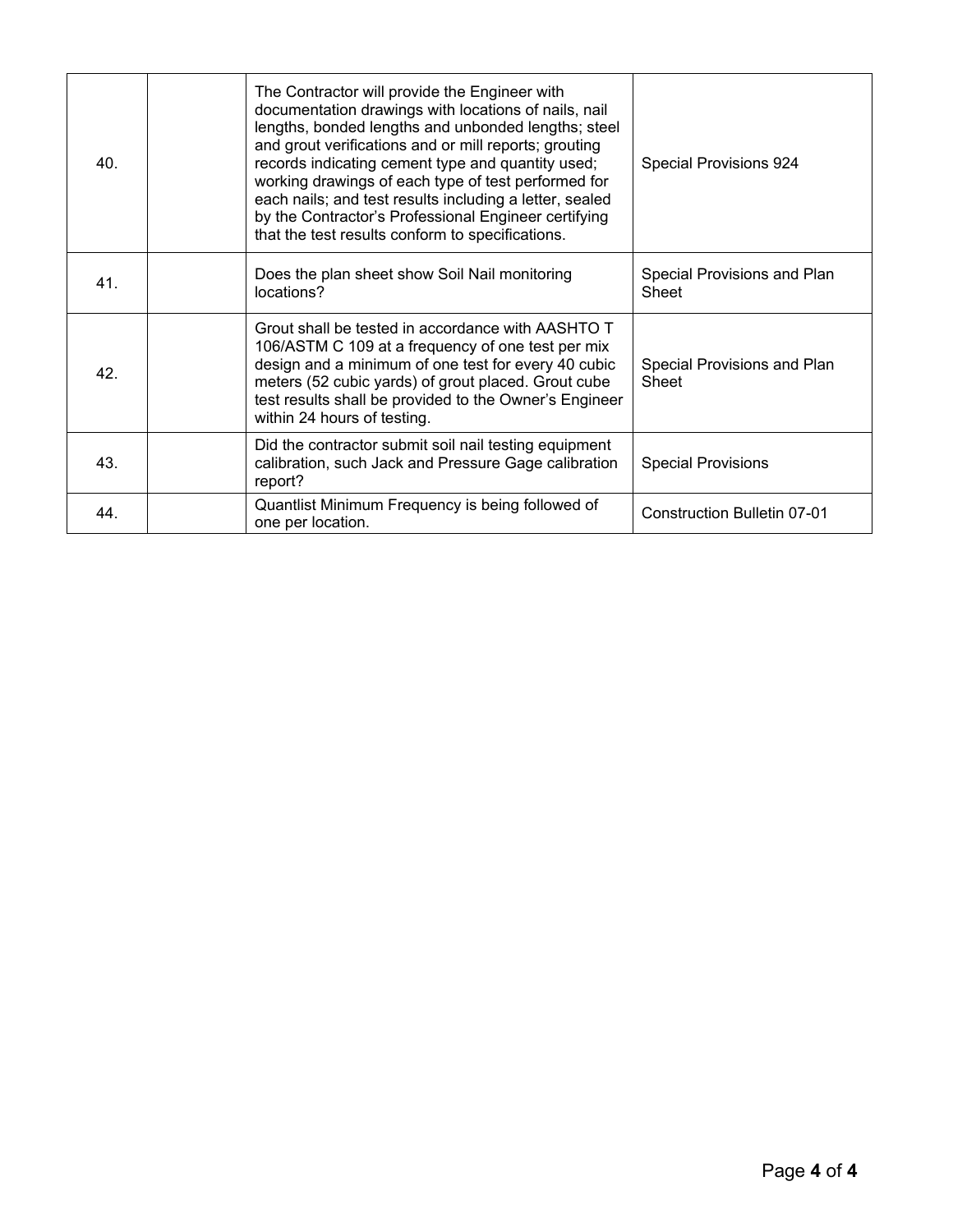| | | | |
|---|---|---|---|
| 40. | | The Contractor will provide the Engineer with documentation drawings with locations of nails, nail lengths, bonded lengths and unbonded lengths; steel and grout verifications and or mill reports; grouting records indicating cement type and quantity used; working drawings of each type of test performed for each nails; and test results including a letter, sealed by the Contractor's Professional Engineer certifying that the test results conform to specifications. | Special Provisions 924 |
| 41. | | Does the plan sheet show Soil Nail monitoring locations? | Special Provisions and Plan Sheet |
| 42. | | Grout shall be tested in accordance with AASHTO T 106/ASTM C 109 at a frequency of one test per mix design and a minimum of one test for every 40 cubic meters (52 cubic yards) of grout placed. Grout cube test results shall be provided to the Owner's Engineer within 24 hours of testing. | Special Provisions and Plan Sheet |
| 43. | | Did the contractor submit soil nail testing equipment calibration, such Jack and Pressure Gage calibration report? | Special Provisions |
| 44. | | Quantlist Minimum Frequency is being followed of one per location. | Construction Bulletin 07-01 |